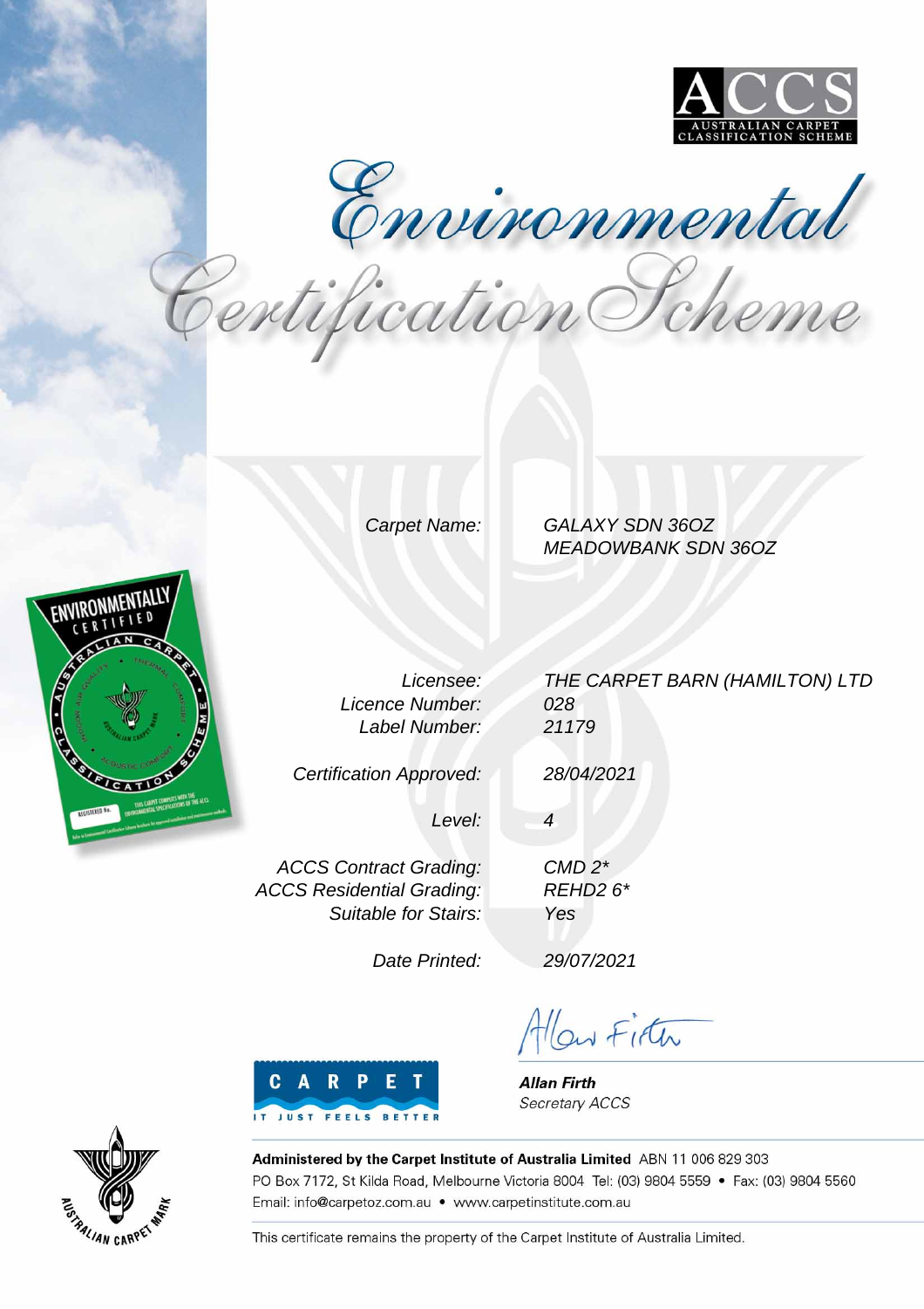ACCS
AUSTRALIAN CARPET CLASSIFICATION SCHEME

# Environmental Certification Scheme

| | |
|---|---|
| Carpet Name: | GALAXY SDN 36OZ<br>MEADOWBANK SDN 36OZ |
| Licensee: | THE CARPET BARN (HAMILTON) LTD |
| Licence Number: | 028 |
| Label Number: | 21179 |
| Certification Approved: | 28/04/2021 |
| Level: | 4 |
| ACCS Contract Grading: | CMD 2* |
| ACCS Residential Grading: | REHD2 6* |
| Suitable for Stairs: | Yes |
| Date Printed: | 29/07/2021 |

**Allan Firth**
*Secretary ACCS*

CARPET IT JUST FEELS BETTER

**Administered by the Carpet Institute of Australia Limited** ABN 11 006 829 303
PO Box 7172, St Kilda Road, Melbourne Victoria 8004 Tel: (03) 9804 5559 • Fax: (03) 9804 5560
Email: info@carpetoz.com.au • www.carpetinstitute.com.au

This certificate remains the property of the Carpet Institute of Australia Limited.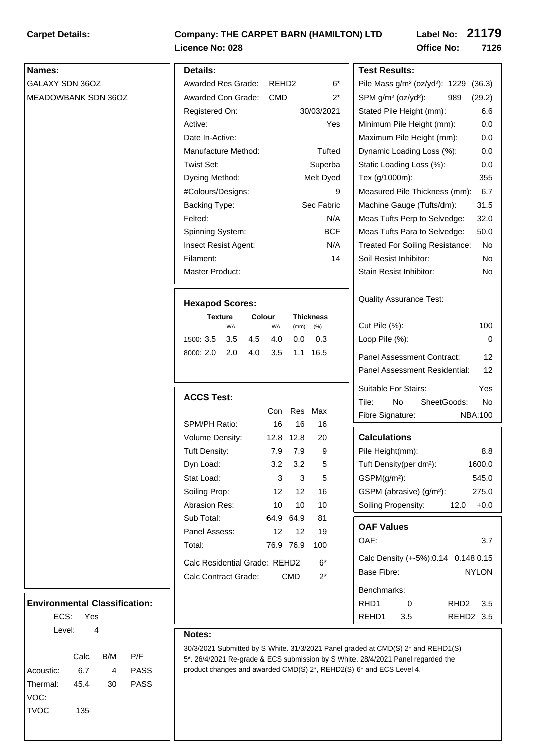**Carpet Details:**

**Company: THE CARPET BARN (HAMILTON) LTD**
**Licence No: 028**

**Label No: 21179**
**Office No: 7126**

## Names:

GALAXY SDN 36OZ
MEADOWBANK SDN 36OZ

## Details:

| | | |
|---|---|---|
| Awarded Res Grade: | REHD2 | 6* |
| Awarded Con Grade: | CMD | 2* |
| Registered On: | | 30/03/2021 |
| Active: | | Yes |
| Date In-Active: | | |
| Manufacture Method: | | Tufted |
| Twist Set: | | Superba |
| Dyeing Method: | | Melt Dyed |
| #Colours/Designs: | | 9 |
| Backing Type: | | Sec Fabric |
| Felted: | | N/A |
| Spinning System: | | BCF |
| Insect Resist Agent: | | N/A |
| Filament: | | 14 |
| Master Product: | | |

## Test Results:

| | | |
|---|---|---|
| Pile Mass g/m² (oz/yd²): | 1229 | (36.3) |
| SPM g/m² (oz/yd²): | 989 | (29.2) |
| Stated Pile Height (mm): | | 6.6 |
| Minimum Pile Height (mm): | | 0.0 |
| Maximum Pile Height (mm): | | 0.0 |
| Dynamic Loading Loss (%): | | 0.0 |
| Static Loading Loss (%): | | 0.0 |
| Tex (g/1000m): | | 355 |
| Measured Pile Thickness (mm): | | 6.7 |
| Machine Gauge (Tufts/dm): | | 31.5 |
| Meas Tufts Perp to Selvedge: | | 32.0 |
| Meas Tufts Para to Selvedge: | | 50.0 |
| Treated For Soiling Resistance: | | No |
| Soil Resist Inhibitor: | | No |
| Stain Resist Inhibitor: | | No |

Quality Assurance Test:

| | |
|---|---|
| Cut Pile (%): | 100 |
| Loop Pile (%): | 0 |
| Panel Assessment Contract: | 12 |
| Panel Assessment Residential: | 12 |
| Suitable For Stairs: | Yes |
| Tile: No | SheetGoods: No |
| Fibre Signature: | NBA:100 |

## Hexapod Scores:

| | Texture | Texture WA | Colour | Colour WA | Thickness (mm) | Thickness (%) |
|---|---|---|---|---|---|---|
| 1500: | 3.5 | 3.5 | 4.5 | 4.0 | 0.0 | 0.3 |
| 8000: | 2.0 | 2.0 | 4.0 | 3.5 | 1.1 | 16.5 |

## ACCS Test:

| | Con | Res | Max |
|---|---|---|---|
| SPM/PH Ratio: | 16 | 16 | 16 |
| Volume Density: | 12.8 | 12.8 | 20 |
| Tuft Density: | 7.9 | 7.9 | 9 |
| Dyn Load: | 3.2 | 3.2 | 5 |
| Stat Load: | 3 | 3 | 5 |
| Soiling Prop: | 12 | 12 | 16 |
| Abrasion Res: | 10 | 10 | 10 |
| Sub Total: | 64.9 | 64.9 | 81 |
| Panel Assess: | 12 | 12 | 19 |
| Total: | 76.9 | 76.9 | 100 |

Calc Residential Grade: REHD2 6*
Calc Contract Grade: CMD 2*

## Calculations

| | | |
|---|---|---|
| Pile Height(mm): | | 8.8 |
| Tuft Density(per dm²): | | 1600.0 |
| GSPM(g/m²): | | 545.0 |
| GSPM (abrasive) (g/m²): | | 275.0 |
| Soiling Propensity: | 12.0 | +0.0 |

## OAF Values

OAF: 3.7

Calc Density (+-5%):0.14 0.148 0.15

Base Fibre: NYLON

Benchmarks:

| | | | |
|---|---|---|---|
| RHD1 | 0 | RHD2 | 3.5 |
| REHD1 | 3.5 | REHD2 | 3.5 |

## Environmental Classification:

ECS: Yes
Level: 4

| | Calc | B/M | P/F |
|---|---|---|---|
| Acoustic: | 6.7 | 4 | PASS |
| Thermal: | 45.4 | 30 | PASS |
| VOC: | | | |
| TVOC | 135 | | |

## Notes:

30/3/2021 Submitted by S White. 31/3/2021 Panel graded at CMD(S) 2* and REHD1(S) 5*. 26/4/2021 Re-grade & ECS submission by S White. 28/4/2021 Panel regarded the product changes and awarded CMD(S) 2*, REHD2(S) 6* and ECS Level 4.